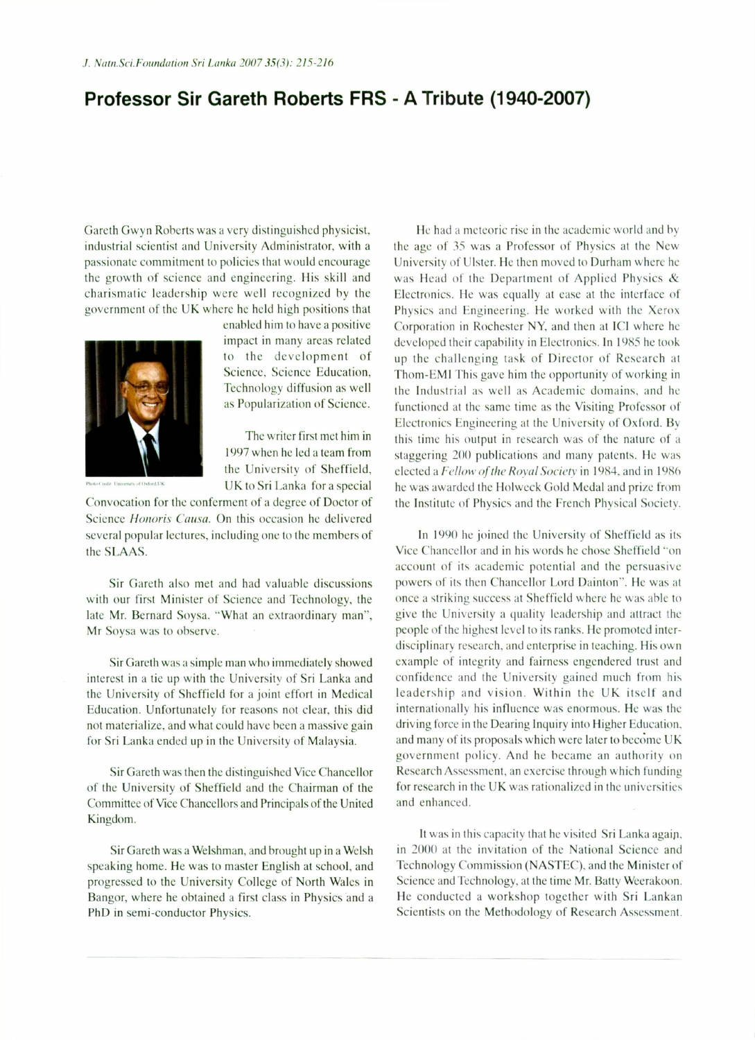# Professor Sir Gareth Roberts FRS - A Tribute (1940-2007)

Gareth Gwyn Roberts was a very distinguished physicist, industrial scientist and University Administrator, with a passionate commitment to policies that would encourage the growth of science and engineering. His skill and charismatic leadership were well recognized by the government of the UK where he held high positions that enabled him to have a positive impact in many areas related to the development of Science, Science Education, Technology diffusion as well as Popularization of Science.

Photo Credit: University of Oxford, UK

The writer first met him in 1997 when he led a team from the University of Sheffield, UK to Sri Lanka for a special Convocation for the conferment of a degree of Doctor of Science *Honoris Causa*. On this occasion he delivered several popular lectures, including one to the members of the SLAAS.

Sir Gareth also met and had valuable discussions with our first Minister of Science and Technology, the late Mr. Bernard Soysa. "What an extraordinary man", Mr Soysa was to observe.

Sir Gareth was a simple man who immediately showed interest in a tie up with the University of Sri Lanka and the University of Sheffield for a joint effort in Medical Education. Unfortunately for reasons not clear, this did not materialize, and what could have been a massive gain for Sri Lanka ended up in the University of Malaysia.

Sir Gareth was then the distinguished Vice Chancellor of the University of Sheffield and the Chairman of the Committee of Vice Chancellors and Principals of the United Kingdom.

Sir Gareth was a Welshman, and brought up in a Welsh speaking home. He was to master English at school, and progressed to the University College of North Wales in Bangor, where he obtained a first class in Physics and a PhD in semi-conductor Physics.

He had a meteoric rise in the academic world and by the age of 35 was a Professor of Physics at the New University of Ulster. He then moved to Durham where he was Head of the Department of Applied Physics & Electronics. He was equally at ease at the interface of Physics and Engineering. He worked with the Xerox Corporation in Rochester NY, and then at ICI where he developed their capability in Electronics. In 1985 he took up the challenging task of Director of Research at Thom-EMI This gave him the opportunity of working in the Industrial as well as Academic domains, and he functioned at the same time as the Visiting Professor of Electronics Engineering at the University of Oxford. By this time his output in research was of the nature of a staggering 200 publications and many patents. He was elected a *Fellow of the Royal Society* in 1984, and in 1986 he was awarded the Holweck Gold Medal and prize from the Institute of Physics and the French Physical Society.

In 1990 he joined the University of Sheffield as its Vice Chancellor and in his words he chose Sheffield "on account of its academic potential and the persuasive powers of its then Chancellor Lord Dainton". He was at once a striking success at Sheffield where he was able to give the University a quality leadership and attract the people of the highest level to its ranks. He promoted inter-disciplinary research, and enterprise in teaching. His own example of integrity and fairness engendered trust and confidence and the University gained much from his leadership and vision. Within the UK itself and internationally his influence was enormous. He was the driving force in the Dearing Inquiry into Higher Education, and many of its proposals which were later to become UK government policy. And he became an authority on Research Assessment, an exercise through which funding for research in the UK was rationalized in the universities and enhanced.

It was in this capacity that he visited Sri Lanka again, in 2000 at the invitation of the National Science and Technology Commission (NASTEC), and the Minister of Science and Technology, at the time Mr. Batty Weerakoon. He conducted a workshop together with Sri Lankan Scientists on the Methodology of Research Assessment.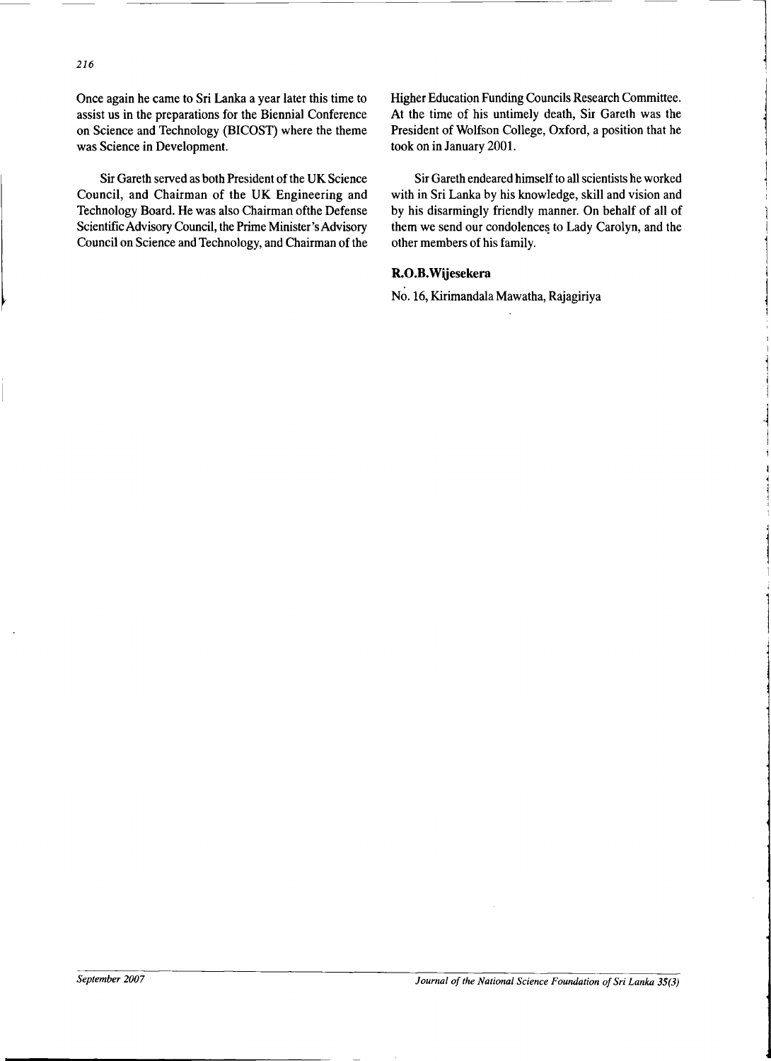Once again he came to Sri Lanka a year later this time to assist us in the preparations for the Biennial Conference on Science and Technology (BICOST) where the theme was Science in Development.

Sir Gareth served as both President of the UK Science Council, and Chairman of the UK Engineering and Technology Board. He was also Chairman ofthe Defense Scientific Advisory Council, the Prime Minister's Advisory Council on Science and Technology, and Chairman of the Higher Education Funding Councils Research Committee. At the time of his untimely death, Sir Gareth was the President of Wolfson College, Oxford, a position that he took on in January 2001.

Sir Gareth endeared himself to all scientists he worked with in Sri Lanka by his knowledge, skill and vision and by his disarmingly friendly manner. On behalf of all of them we send our condolences to Lady Carolyn, and the other members of his family.

**R.O.B.Wijesekera**

No. 16, Kirimandala Mawatha, Rajagiriya